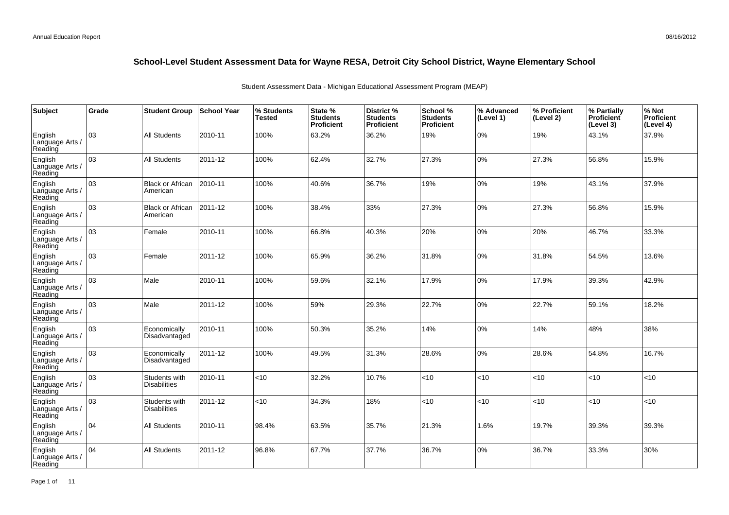# School-Level Student Assessment Data for Wayne RESA, Detroit City School District, Wayne Elementary School

Student Assessment Data - Michigan Educational Assessment Program (MEAP)

| Subject | Grade | Student Group | School Year | % Students Tested | State % Students Proficient | District % Students Proficient | School % Students Proficient | % Advanced (Level 1) | % Proficient (Level 2) | % Partially Proficient (Level 3) | % Not Proficient (Level 4) |
|---|---|---|---|---|---|---|---|---|---|---|---|
| English Language Arts / Reading | 03 | All Students | 2010-11 | 100% | 63.2% | 36.2% | 19% | 0% | 19% | 43.1% | 37.9% |
| English Language Arts / Reading | 03 | All Students | 2011-12 | 100% | 62.4% | 32.7% | 27.3% | 0% | 27.3% | 56.8% | 15.9% |
| English Language Arts / Reading | 03 | Black or African American | 2010-11 | 100% | 40.6% | 36.7% | 19% | 0% | 19% | 43.1% | 37.9% |
| English Language Arts / Reading | 03 | Black or African American | 2011-12 | 100% | 38.4% | 33% | 27.3% | 0% | 27.3% | 56.8% | 15.9% |
| English Language Arts / Reading | 03 | Female | 2010-11 | 100% | 66.8% | 40.3% | 20% | 0% | 20% | 46.7% | 33.3% |
| English Language Arts / Reading | 03 | Female | 2011-12 | 100% | 65.9% | 36.2% | 31.8% | 0% | 31.8% | 54.5% | 13.6% |
| English Language Arts / Reading | 03 | Male | 2010-11 | 100% | 59.6% | 32.1% | 17.9% | 0% | 17.9% | 39.3% | 42.9% |
| English Language Arts / Reading | 03 | Male | 2011-12 | 100% | 59% | 29.3% | 22.7% | 0% | 22.7% | 59.1% | 18.2% |
| English Language Arts / Reading | 03 | Economically Disadvantaged | 2010-11 | 100% | 50.3% | 35.2% | 14% | 0% | 14% | 48% | 38% |
| English Language Arts / Reading | 03 | Economically Disadvantaged | 2011-12 | 100% | 49.5% | 31.3% | 28.6% | 0% | 28.6% | 54.8% | 16.7% |
| English Language Arts / Reading | 03 | Students with Disabilities | 2010-11 | <10 | 32.2% | 10.7% | <10 | <10 | <10 | <10 | <10 |
| English Language Arts / Reading | 03 | Students with Disabilities | 2011-12 | <10 | 34.3% | 18% | <10 | <10 | <10 | <10 | <10 |
| English Language Arts / Reading | 04 | All Students | 2010-11 | 98.4% | 63.5% | 35.7% | 21.3% | 1.6% | 19.7% | 39.3% | 39.3% |
| English Language Arts / Reading | 04 | All Students | 2011-12 | 96.8% | 67.7% | 37.7% | 36.7% | 0% | 36.7% | 33.3% | 30% |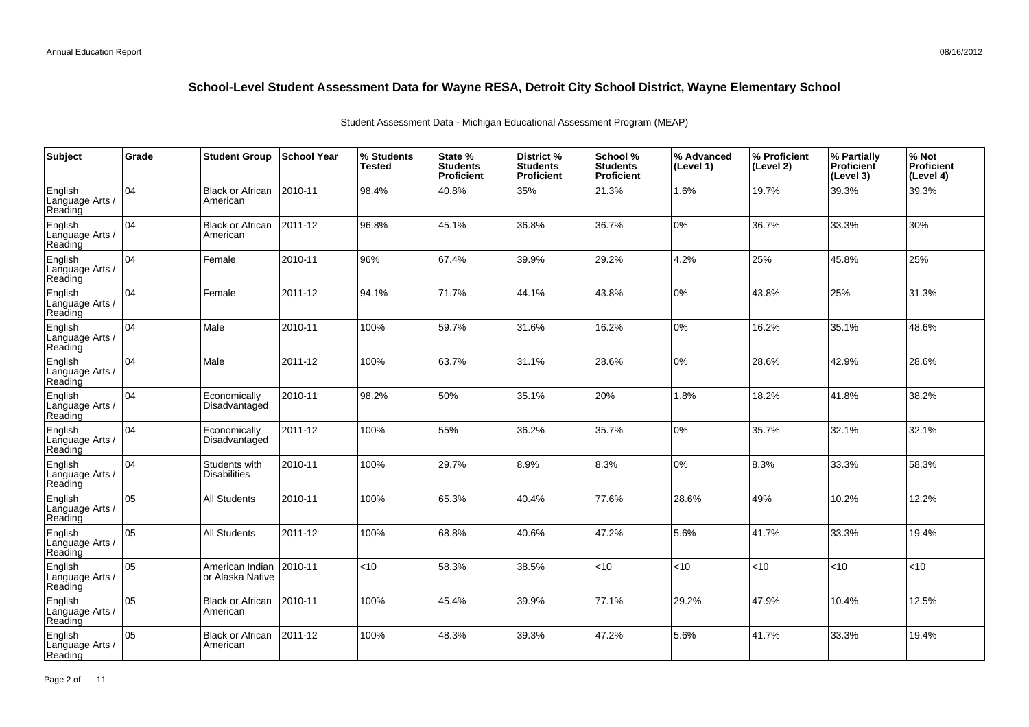## School-Level Student Assessment Data for Wayne RESA, Detroit City School District, Wayne Elementary School

Student Assessment Data - Michigan Educational Assessment Program (MEAP)

| Subject | Grade | Student Group | School Year | % Students Tested | State % Students Proficient | District % Students Proficient | School % Students Proficient | % Advanced (Level 1) | % Proficient (Level 2) | % Partially Proficient (Level 3) | % Not Proficient (Level 4) |
|---|---|---|---|---|---|---|---|---|---|---|---|
| English Language Arts / Reading | 04 | Black or African American | 2010-11 | 98.4% | 40.8% | 35% | 21.3% | 1.6% | 19.7% | 39.3% | 39.3% |
| English Language Arts / Reading | 04 | Black or African American | 2011-12 | 96.8% | 45.1% | 36.8% | 36.7% | 0% | 36.7% | 33.3% | 30% |
| English Language Arts / Reading | 04 | Female | 2010-11 | 96% | 67.4% | 39.9% | 29.2% | 4.2% | 25% | 45.8% | 25% |
| English Language Arts / Reading | 04 | Female | 2011-12 | 94.1% | 71.7% | 44.1% | 43.8% | 0% | 43.8% | 25% | 31.3% |
| English Language Arts / Reading | 04 | Male | 2010-11 | 100% | 59.7% | 31.6% | 16.2% | 0% | 16.2% | 35.1% | 48.6% |
| English Language Arts / Reading | 04 | Male | 2011-12 | 100% | 63.7% | 31.1% | 28.6% | 0% | 28.6% | 42.9% | 28.6% |
| English Language Arts / Reading | 04 | Economically Disadvantaged | 2010-11 | 98.2% | 50% | 35.1% | 20% | 1.8% | 18.2% | 41.8% | 38.2% |
| English Language Arts / Reading | 04 | Economically Disadvantaged | 2011-12 | 100% | 55% | 36.2% | 35.7% | 0% | 35.7% | 32.1% | 32.1% |
| English Language Arts / Reading | 04 | Students with Disabilities | 2010-11 | 100% | 29.7% | 8.9% | 8.3% | 0% | 8.3% | 33.3% | 58.3% |
| English Language Arts / Reading | 05 | All Students | 2010-11 | 100% | 65.3% | 40.4% | 77.6% | 28.6% | 49% | 10.2% | 12.2% |
| English Language Arts / Reading | 05 | All Students | 2011-12 | 100% | 68.8% | 40.6% | 47.2% | 5.6% | 41.7% | 33.3% | 19.4% |
| English Language Arts / Reading | 05 | American Indian or Alaska Native | 2010-11 | <10 | 58.3% | 38.5% | <10 | <10 | <10 | <10 | <10 |
| English Language Arts / Reading | 05 | Black or African American | 2010-11 | 100% | 45.4% | 39.9% | 77.1% | 29.2% | 47.9% | 10.4% | 12.5% |
| English Language Arts / Reading | 05 | Black or African American | 2011-12 | 100% | 48.3% | 39.3% | 47.2% | 5.6% | 41.7% | 33.3% | 19.4% |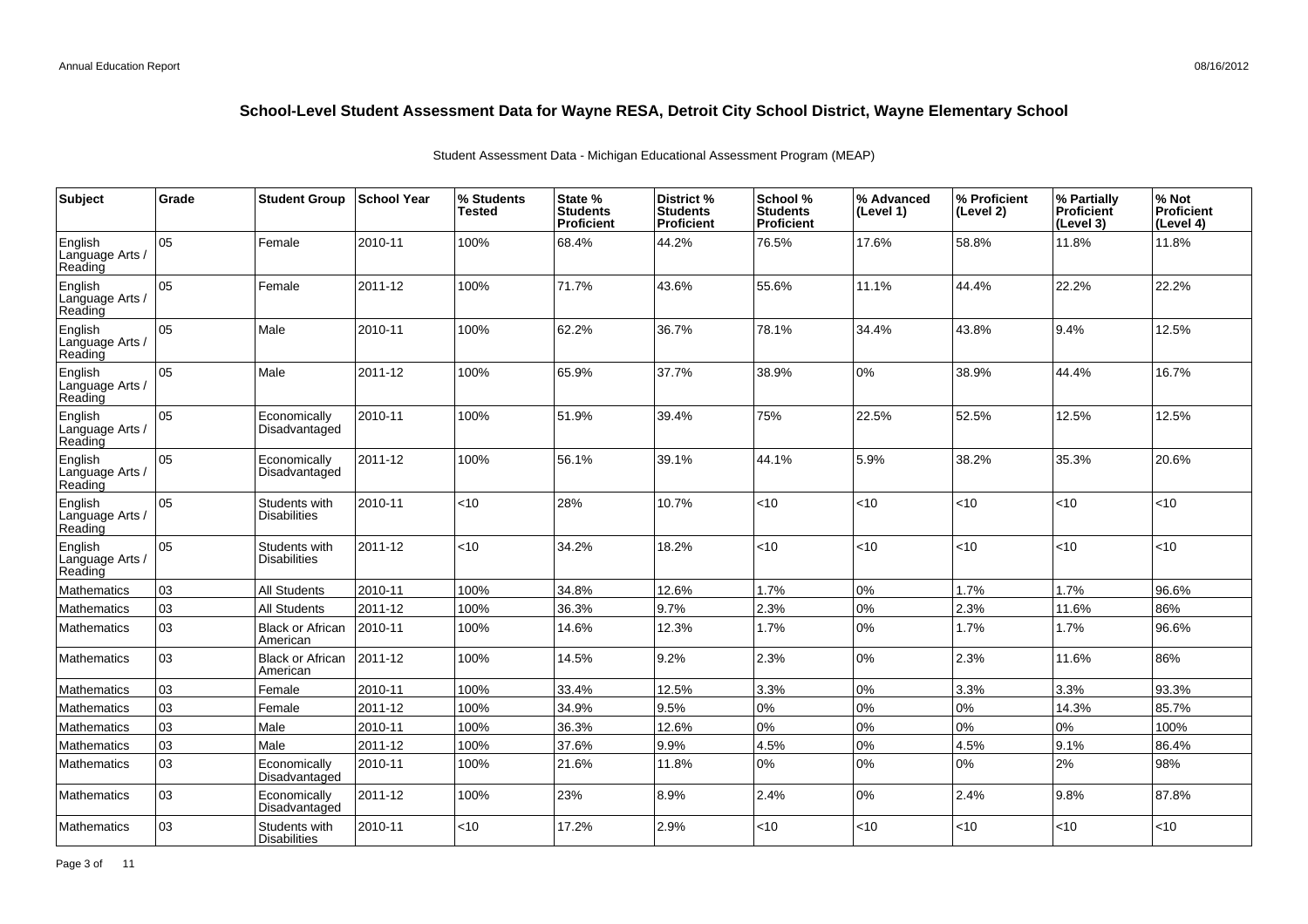# School-Level Student Assessment Data for Wayne RESA, Detroit City School District, Wayne Elementary School

Student Assessment Data - Michigan Educational Assessment Program (MEAP)

| Subject | Grade | Student Group | School Year | % Students Tested | State % Students Proficient | District % Students Proficient | School % Students Proficient | % Advanced (Level 1) | % Proficient (Level 2) | % Partially Proficient (Level 3) | % Not Proficient (Level 4) |
|---|---|---|---|---|---|---|---|---|---|---|---|
| English Language Arts / Reading | 05 | Female | 2010-11 | 100% | 68.4% | 44.2% | 76.5% | 17.6% | 58.8% | 11.8% | 11.8% |
| English Language Arts / Reading | 05 | Female | 2011-12 | 100% | 71.7% | 43.6% | 55.6% | 11.1% | 44.4% | 22.2% | 22.2% |
| English Language Arts / Reading | 05 | Male | 2010-11 | 100% | 62.2% | 36.7% | 78.1% | 34.4% | 43.8% | 9.4% | 12.5% |
| English Language Arts / Reading | 05 | Male | 2011-12 | 100% | 65.9% | 37.7% | 38.9% | 0% | 38.9% | 44.4% | 16.7% |
| English Language Arts / Reading | 05 | Economically Disadvantaged | 2010-11 | 100% | 51.9% | 39.4% | 75% | 22.5% | 52.5% | 12.5% | 12.5% |
| English Language Arts / Reading | 05 | Economically Disadvantaged | 2011-12 | 100% | 56.1% | 39.1% | 44.1% | 5.9% | 38.2% | 35.3% | 20.6% |
| English Language Arts / Reading | 05 | Students with Disabilities | 2010-11 | <10 | 28% | 10.7% | <10 | <10 | <10 | <10 | <10 |
| English Language Arts / Reading | 05 | Students with Disabilities | 2011-12 | <10 | 34.2% | 18.2% | <10 | <10 | <10 | <10 | <10 |
| Mathematics | 03 | All Students | 2010-11 | 100% | 34.8% | 12.6% | 1.7% | 0% | 1.7% | 1.7% | 96.6% |
| Mathematics | 03 | All Students | 2011-12 | 100% | 36.3% | 9.7% | 2.3% | 0% | 2.3% | 11.6% | 86% |
| Mathematics | 03 | Black or African American | 2010-11 | 100% | 14.6% | 12.3% | 1.7% | 0% | 1.7% | 1.7% | 96.6% |
| Mathematics | 03 | Black or African American | 2011-12 | 100% | 14.5% | 9.2% | 2.3% | 0% | 2.3% | 11.6% | 86% |
| Mathematics | 03 | Female | 2010-11 | 100% | 33.4% | 12.5% | 3.3% | 0% | 3.3% | 3.3% | 93.3% |
| Mathematics | 03 | Female | 2011-12 | 100% | 34.9% | 9.5% | 0% | 0% | 0% | 14.3% | 85.7% |
| Mathematics | 03 | Male | 2010-11 | 100% | 36.3% | 12.6% | 0% | 0% | 0% | 0% | 100% |
| Mathematics | 03 | Male | 2011-12 | 100% | 37.6% | 9.9% | 4.5% | 0% | 4.5% | 9.1% | 86.4% |
| Mathematics | 03 | Economically Disadvantaged | 2010-11 | 100% | 21.6% | 11.8% | 0% | 0% | 0% | 2% | 98% |
| Mathematics | 03 | Economically Disadvantaged | 2011-12 | 100% | 23% | 8.9% | 2.4% | 0% | 2.4% | 9.8% | 87.8% |
| Mathematics | 03 | Students with Disabilities | 2010-11 | <10 | 17.2% | 2.9% | <10 | <10 | <10 | <10 | <10 |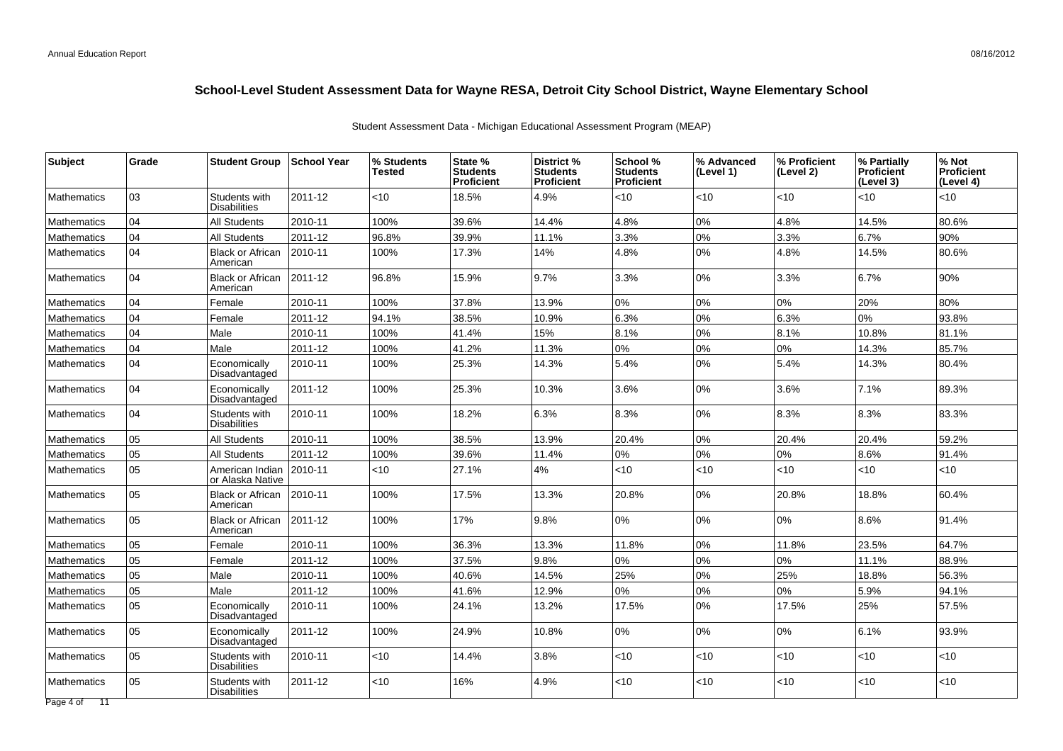# School-Level Student Assessment Data for Wayne RESA, Detroit City School District, Wayne Elementary School

Student Assessment Data - Michigan Educational Assessment Program (MEAP)

| Subject | Grade | Student Group | School Year | % Students Tested | State % Students Proficient | District % Students Proficient | School % Students Proficient | % Advanced (Level 1) | % Proficient (Level 2) | % Partially Proficient (Level 3) | % Not Proficient (Level 4) |
|---|---|---|---|---|---|---|---|---|---|---|---|
| Mathematics | 03 | Students with Disabilities | 2011-12 | <10 | 18.5% | 4.9% | <10 | <10 | <10 | <10 | <10 |
| Mathematics | 04 | All Students | 2010-11 | 100% | 39.6% | 14.4% | 4.8% | 0% | 4.8% | 14.5% | 80.6% |
| Mathematics | 04 | All Students | 2011-12 | 96.8% | 39.9% | 11.1% | 3.3% | 0% | 3.3% | 6.7% | 90% |
| Mathematics | 04 | Black or African American | 2010-11 | 100% | 17.3% | 14% | 4.8% | 0% | 4.8% | 14.5% | 80.6% |
| Mathematics | 04 | Black or African American | 2011-12 | 96.8% | 15.9% | 9.7% | 3.3% | 0% | 3.3% | 6.7% | 90% |
| Mathematics | 04 | Female | 2010-11 | 100% | 37.8% | 13.9% | 0% | 0% | 0% | 20% | 80% |
| Mathematics | 04 | Female | 2011-12 | 94.1% | 38.5% | 10.9% | 6.3% | 0% | 6.3% | 0% | 93.8% |
| Mathematics | 04 | Male | 2010-11 | 100% | 41.4% | 15% | 8.1% | 0% | 8.1% | 10.8% | 81.1% |
| Mathematics | 04 | Male | 2011-12 | 100% | 41.2% | 11.3% | 0% | 0% | 0% | 14.3% | 85.7% |
| Mathematics | 04 | Economically Disadvantaged | 2010-11 | 100% | 25.3% | 14.3% | 5.4% | 0% | 5.4% | 14.3% | 80.4% |
| Mathematics | 04 | Economically Disadvantaged | 2011-12 | 100% | 25.3% | 10.3% | 3.6% | 0% | 3.6% | 7.1% | 89.3% |
| Mathematics | 04 | Students with Disabilities | 2010-11 | 100% | 18.2% | 6.3% | 8.3% | 0% | 8.3% | 8.3% | 83.3% |
| Mathematics | 05 | All Students | 2010-11 | 100% | 38.5% | 13.9% | 20.4% | 0% | 20.4% | 20.4% | 59.2% |
| Mathematics | 05 | All Students | 2011-12 | 100% | 39.6% | 11.4% | 0% | 0% | 0% | 8.6% | 91.4% |
| Mathematics | 05 | American Indian or Alaska Native | 2010-11 | <10 | 27.1% | 4% | <10 | <10 | <10 | <10 | <10 |
| Mathematics | 05 | Black or African American | 2010-11 | 100% | 17.5% | 13.3% | 20.8% | 0% | 20.8% | 18.8% | 60.4% |
| Mathematics | 05 | Black or African American | 2011-12 | 100% | 17% | 9.8% | 0% | 0% | 0% | 8.6% | 91.4% |
| Mathematics | 05 | Female | 2010-11 | 100% | 36.3% | 13.3% | 11.8% | 0% | 11.8% | 23.5% | 64.7% |
| Mathematics | 05 | Female | 2011-12 | 100% | 37.5% | 9.8% | 0% | 0% | 0% | 11.1% | 88.9% |
| Mathematics | 05 | Male | 2010-11 | 100% | 40.6% | 14.5% | 25% | 0% | 25% | 18.8% | 56.3% |
| Mathematics | 05 | Male | 2011-12 | 100% | 41.6% | 12.9% | 0% | 0% | 0% | 5.9% | 94.1% |
| Mathematics | 05 | Economically Disadvantaged | 2010-11 | 100% | 24.1% | 13.2% | 17.5% | 0% | 17.5% | 25% | 57.5% |
| Mathematics | 05 | Economically Disadvantaged | 2011-12 | 100% | 24.9% | 10.8% | 0% | 0% | 0% | 6.1% | 93.9% |
| Mathematics | 05 | Students with Disabilities | 2010-11 | <10 | 14.4% | 3.8% | <10 | <10 | <10 | <10 | <10 |
| Mathematics | 05 | Students with Disabilities | 2011-12 | <10 | 16% | 4.9% | <10 | <10 | <10 | <10 | <10 |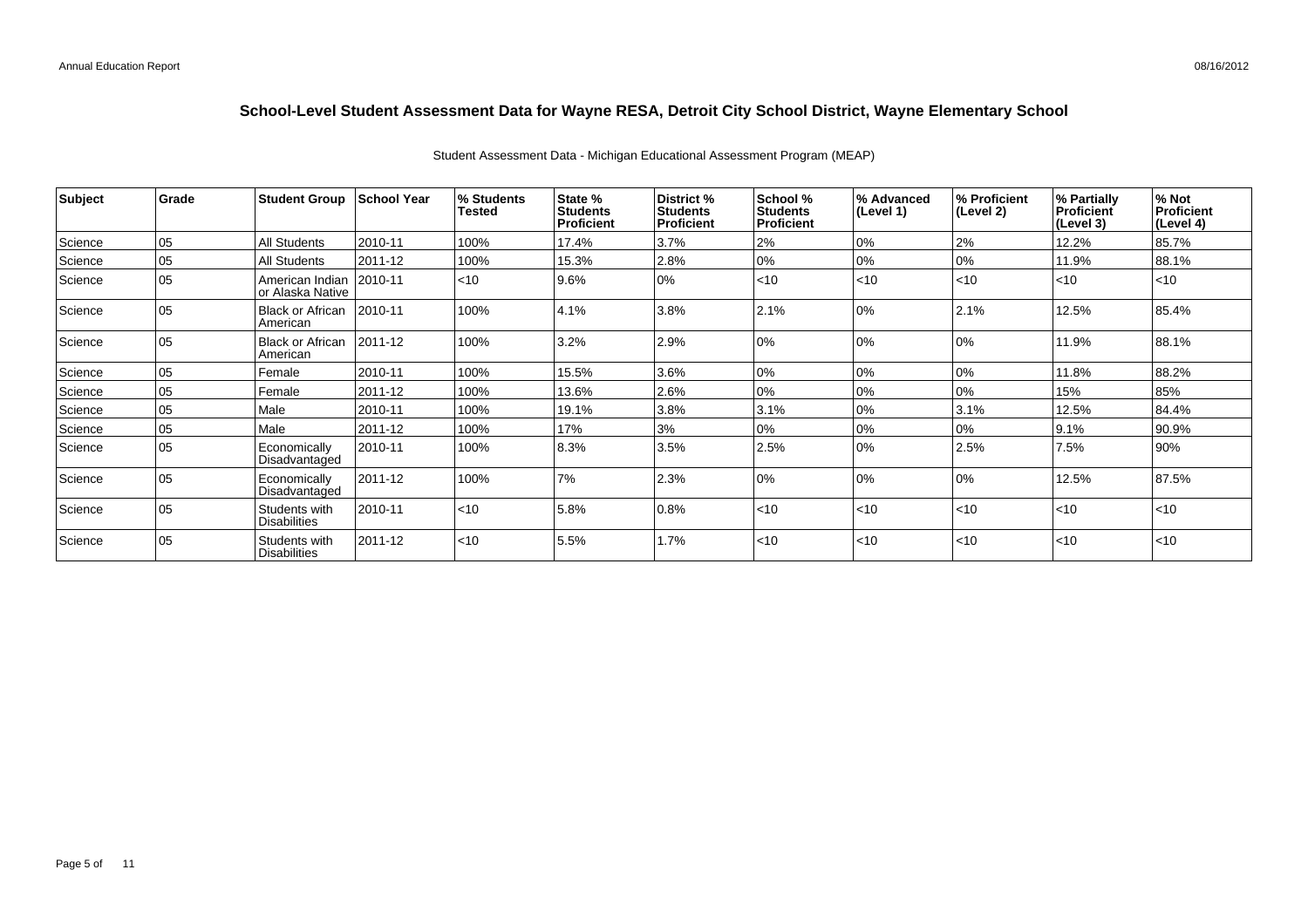# School-Level Student Assessment Data for Wayne RESA, Detroit City School District, Wayne Elementary School

Student Assessment Data - Michigan Educational Assessment Program (MEAP)

| Subject | Grade | Student Group | School Year | % Students Tested | State % Students Proficient | District % Students Proficient | School % Students Proficient | % Advanced (Level 1) | % Proficient (Level 2) | % Partially Proficient (Level 3) | % Not Proficient (Level 4) |
|---|---|---|---|---|---|---|---|---|---|---|---|
| Science | 05 | All Students | 2010-11 | 100% | 17.4% | 3.7% | 2% | 0% | 2% | 12.2% | 85.7% |
| Science | 05 | All Students | 2011-12 | 100% | 15.3% | 2.8% | 0% | 0% | 0% | 11.9% | 88.1% |
| Science | 05 | American Indian or Alaska Native | 2010-11 | <10 | 9.6% | 0% | <10 | <10 | <10 | <10 | <10 |
| Science | 05 | Black or African American | 2010-11 | 100% | 4.1% | 3.8% | 2.1% | 0% | 2.1% | 12.5% | 85.4% |
| Science | 05 | Black or African American | 2011-12 | 100% | 3.2% | 2.9% | 0% | 0% | 0% | 11.9% | 88.1% |
| Science | 05 | Female | 2010-11 | 100% | 15.5% | 3.6% | 0% | 0% | 0% | 11.8% | 88.2% |
| Science | 05 | Female | 2011-12 | 100% | 13.6% | 2.6% | 0% | 0% | 0% | 15% | 85% |
| Science | 05 | Male | 2010-11 | 100% | 19.1% | 3.8% | 3.1% | 0% | 3.1% | 12.5% | 84.4% |
| Science | 05 | Male | 2011-12 | 100% | 17% | 3% | 0% | 0% | 0% | 9.1% | 90.9% |
| Science | 05 | Economically Disadvantaged | 2010-11 | 100% | 8.3% | 3.5% | 2.5% | 0% | 2.5% | 7.5% | 90% |
| Science | 05 | Economically Disadvantaged | 2011-12 | 100% | 7% | 2.3% | 0% | 0% | 0% | 12.5% | 87.5% |
| Science | 05 | Students with Disabilities | 2010-11 | <10 | 5.8% | 0.8% | <10 | <10 | <10 | <10 | <10 |
| Science | 05 | Students with Disabilities | 2011-12 | <10 | 5.5% | 1.7% | <10 | <10 | <10 | <10 | <10 |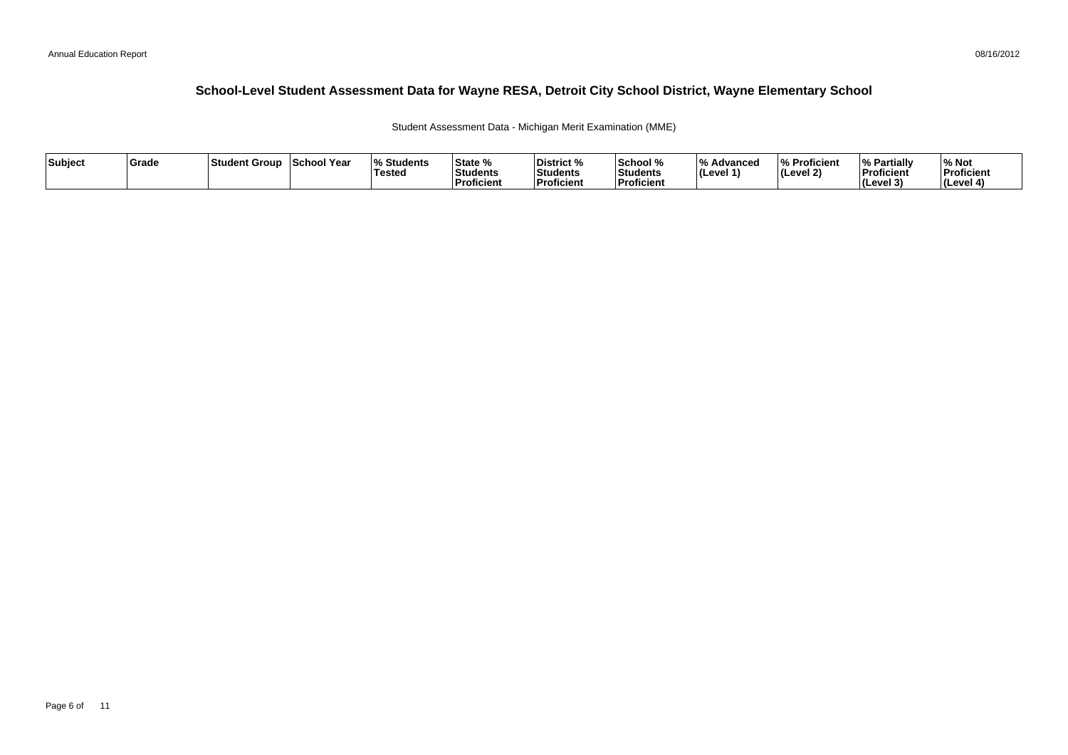# School-Level Student Assessment Data for Wayne RESA, Detroit City School District, Wayne Elementary School

Student Assessment Data - Michigan Merit Examination (MME)

| Subject | Grade | Student Group | School Year | % Students Tested | State % Students Proficient | District % Students Proficient | School % Students Proficient | % Advanced (Level 1) | % Proficient (Level 2) | % Partially Proficient (Level 3) | % Not Proficient (Level 4) |
|---|---|---|---|---|---|---|---|---|---|---|---|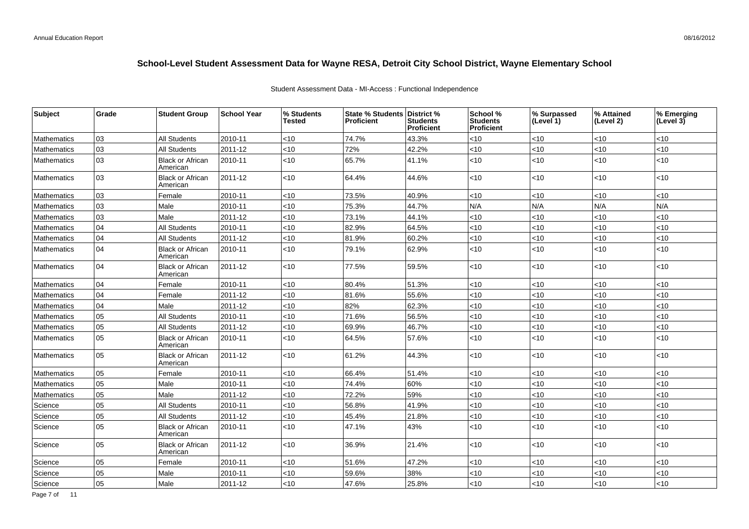# School-Level Student Assessment Data for Wayne RESA, Detroit City School District, Wayne Elementary School

Student Assessment Data - MI-Access : Functional Independence

| Subject | Grade | Student Group | School Year | % Students Tested | State % Students Proficient | District % Students Proficient | School % Students Proficient | % Surpassed (Level 1) | % Attained (Level 2) | % Emerging (Level 3) |
|---|---|---|---|---|---|---|---|---|---|---|
| Mathematics | 03 | All Students | 2010-11 | <10 | 74.7% | 43.3% | <10 | <10 | <10 | <10 |
| Mathematics | 03 | All Students | 2011-12 | <10 | 72% | 42.2% | <10 | <10 | <10 | <10 |
| Mathematics | 03 | Black or African American | 2010-11 | <10 | 65.7% | 41.1% | <10 | <10 | <10 | <10 |
| Mathematics | 03 | Black or African American | 2011-12 | <10 | 64.4% | 44.6% | <10 | <10 | <10 | <10 |
| Mathematics | 03 | Female | 2010-11 | <10 | 73.5% | 40.9% | <10 | <10 | <10 | <10 |
| Mathematics | 03 | Male | 2010-11 | <10 | 75.3% | 44.7% | N/A | N/A | N/A | N/A |
| Mathematics | 03 | Male | 2011-12 | <10 | 73.1% | 44.1% | <10 | <10 | <10 | <10 |
| Mathematics | 04 | All Students | 2010-11 | <10 | 82.9% | 64.5% | <10 | <10 | <10 | <10 |
| Mathematics | 04 | All Students | 2011-12 | <10 | 81.9% | 60.2% | <10 | <10 | <10 | <10 |
| Mathematics | 04 | Black or African American | 2010-11 | <10 | 79.1% | 62.9% | <10 | <10 | <10 | <10 |
| Mathematics | 04 | Black or African American | 2011-12 | <10 | 77.5% | 59.5% | <10 | <10 | <10 | <10 |
| Mathematics | 04 | Female | 2010-11 | <10 | 80.4% | 51.3% | <10 | <10 | <10 | <10 |
| Mathematics | 04 | Female | 2011-12 | <10 | 81.6% | 55.6% | <10 | <10 | <10 | <10 |
| Mathematics | 04 | Male | 2011-12 | <10 | 82% | 62.3% | <10 | <10 | <10 | <10 |
| Mathematics | 05 | All Students | 2010-11 | <10 | 71.6% | 56.5% | <10 | <10 | <10 | <10 |
| Mathematics | 05 | All Students | 2011-12 | <10 | 69.9% | 46.7% | <10 | <10 | <10 | <10 |
| Mathematics | 05 | Black or African American | 2010-11 | <10 | 64.5% | 57.6% | <10 | <10 | <10 | <10 |
| Mathematics | 05 | Black or African American | 2011-12 | <10 | 61.2% | 44.3% | <10 | <10 | <10 | <10 |
| Mathematics | 05 | Female | 2010-11 | <10 | 66.4% | 51.4% | <10 | <10 | <10 | <10 |
| Mathematics | 05 | Male | 2010-11 | <10 | 74.4% | 60% | <10 | <10 | <10 | <10 |
| Mathematics | 05 | Male | 2011-12 | <10 | 72.2% | 59% | <10 | <10 | <10 | <10 |
| Science | 05 | All Students | 2010-11 | <10 | 56.8% | 41.9% | <10 | <10 | <10 | <10 |
| Science | 05 | All Students | 2011-12 | <10 | 45.4% | 21.8% | <10 | <10 | <10 | <10 |
| Science | 05 | Black or African American | 2010-11 | <10 | 47.1% | 43% | <10 | <10 | <10 | <10 |
| Science | 05 | Black or African American | 2011-12 | <10 | 36.9% | 21.4% | <10 | <10 | <10 | <10 |
| Science | 05 | Female | 2010-11 | <10 | 51.6% | 47.2% | <10 | <10 | <10 | <10 |
| Science | 05 | Male | 2010-11 | <10 | 59.6% | 38% | <10 | <10 | <10 | <10 |
| Science | 05 | Male | 2011-12 | <10 | 47.6% | 25.8% | <10 | <10 | <10 | <10 |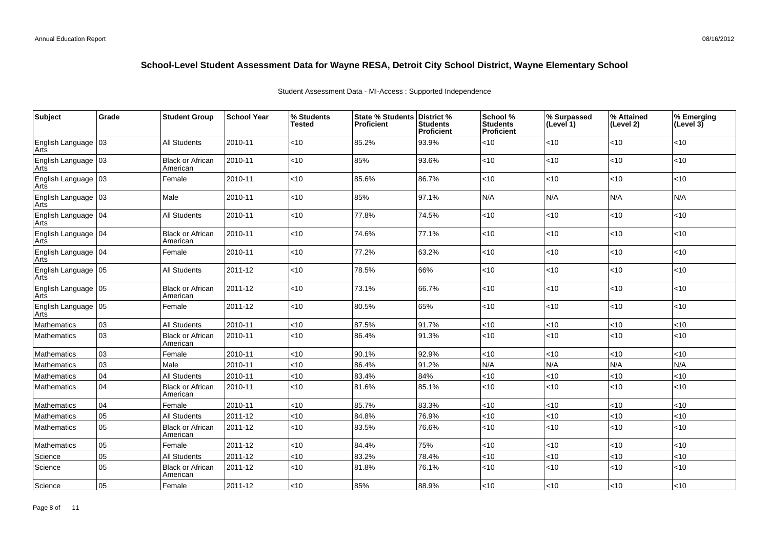# School-Level Student Assessment Data for Wayne RESA, Detroit City School District, Wayne Elementary School

Student Assessment Data - MI-Access : Supported Independence

| Subject | Grade | Student Group | School Year | % Students Tested | State % Students Proficient | District % Students Proficient | School % Students Proficient | % Surpassed (Level 1) | % Attained (Level 2) | % Emerging (Level 3) |
|---|---|---|---|---|---|---|---|---|---|---|
| English Language Arts | 03 | All Students | 2010-11 | <10 | 85.2% | 93.9% | <10 | <10 | <10 | <10 |
| English Language Arts | 03 | Black or African American | 2010-11 | <10 | 85% | 93.6% | <10 | <10 | <10 | <10 |
| English Language Arts | 03 | Female | 2010-11 | <10 | 85.6% | 86.7% | <10 | <10 | <10 | <10 |
| English Language Arts | 03 | Male | 2010-11 | <10 | 85% | 97.1% | N/A | N/A | N/A | N/A |
| English Language Arts | 04 | All Students | 2010-11 | <10 | 77.8% | 74.5% | <10 | <10 | <10 | <10 |
| English Language Arts | 04 | Black or African American | 2010-11 | <10 | 74.6% | 77.1% | <10 | <10 | <10 | <10 |
| English Language Arts | 04 | Female | 2010-11 | <10 | 77.2% | 63.2% | <10 | <10 | <10 | <10 |
| English Language Arts | 05 | All Students | 2011-12 | <10 | 78.5% | 66% | <10 | <10 | <10 | <10 |
| English Language Arts | 05 | Black or African American | 2011-12 | <10 | 73.1% | 66.7% | <10 | <10 | <10 | <10 |
| English Language Arts | 05 | Female | 2011-12 | <10 | 80.5% | 65% | <10 | <10 | <10 | <10 |
| Mathematics | 03 | All Students | 2010-11 | <10 | 87.5% | 91.7% | <10 | <10 | <10 | <10 |
| Mathematics | 03 | Black or African American | 2010-11 | <10 | 86.4% | 91.3% | <10 | <10 | <10 | <10 |
| Mathematics | 03 | Female | 2010-11 | <10 | 90.1% | 92.9% | <10 | <10 | <10 | <10 |
| Mathematics | 03 | Male | 2010-11 | <10 | 86.4% | 91.2% | N/A | N/A | N/A | N/A |
| Mathematics | 04 | All Students | 2010-11 | <10 | 83.4% | 84% | <10 | <10 | <10 | <10 |
| Mathematics | 04 | Black or African American | 2010-11 | <10 | 81.6% | 85.1% | <10 | <10 | <10 | <10 |
| Mathematics | 04 | Female | 2010-11 | <10 | 85.7% | 83.3% | <10 | <10 | <10 | <10 |
| Mathematics | 05 | All Students | 2011-12 | <10 | 84.8% | 76.9% | <10 | <10 | <10 | <10 |
| Mathematics | 05 | Black or African American | 2011-12 | <10 | 83.5% | 76.6% | <10 | <10 | <10 | <10 |
| Mathematics | 05 | Female | 2011-12 | <10 | 84.4% | 75% | <10 | <10 | <10 | <10 |
| Science | 05 | All Students | 2011-12 | <10 | 83.2% | 78.4% | <10 | <10 | <10 | <10 |
| Science | 05 | Black or African American | 2011-12 | <10 | 81.8% | 76.1% | <10 | <10 | <10 | <10 |
| Science | 05 | Female | 2011-12 | <10 | 85% | 88.9% | <10 | <10 | <10 | <10 |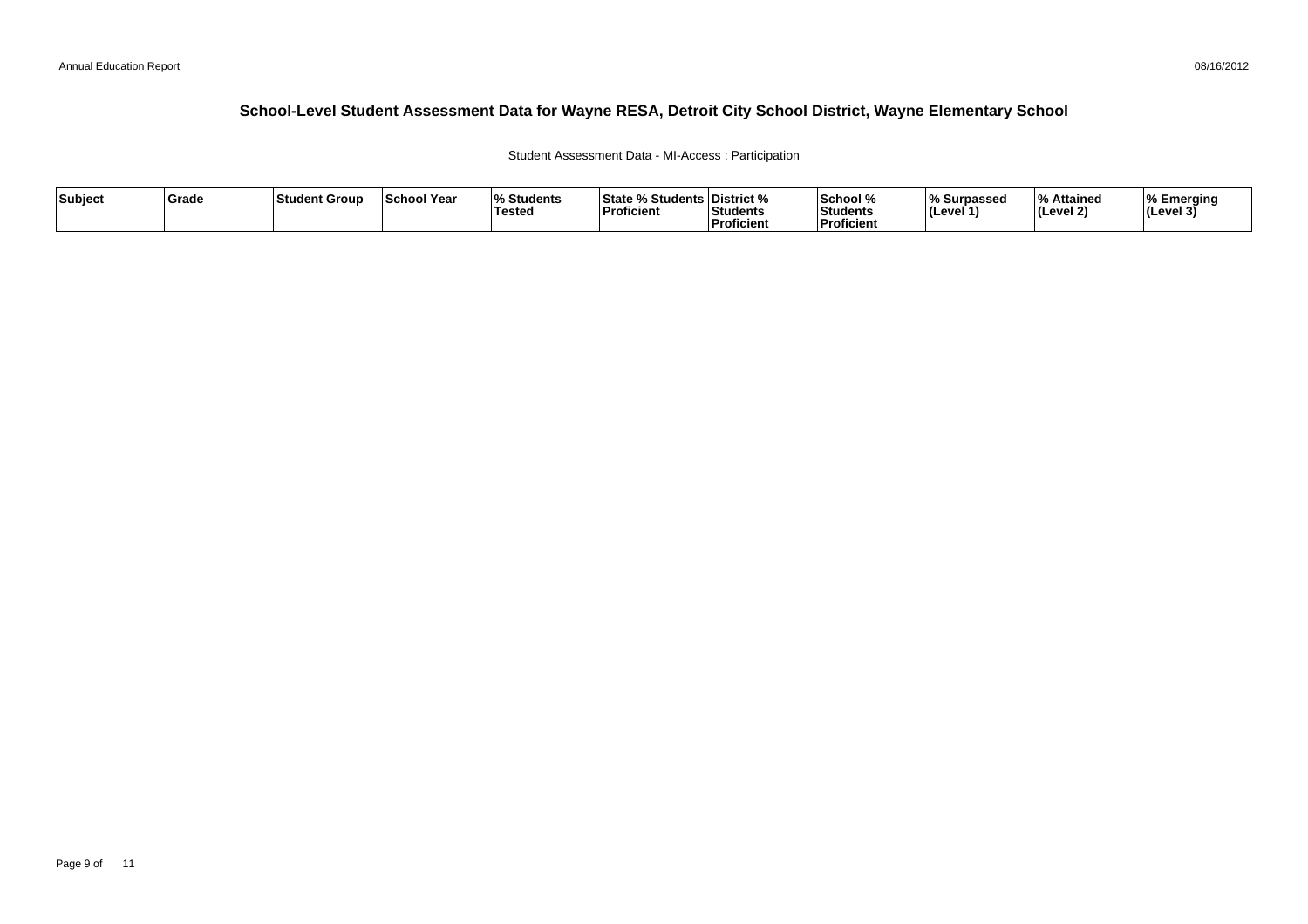## School-Level Student Assessment Data for Wayne RESA, Detroit City School District, Wayne Elementary School

Student Assessment Data - MI-Access : Participation

| Subject | Grade | Student Group | School Year | % Students Tested | State % Students Proficient | District % Students Proficient | School % Students Proficient | % Surpassed (Level 1) | % Attained (Level 2) | % Emerging (Level 3) |
|---|---|---|---|---|---|---|---|---|---|---|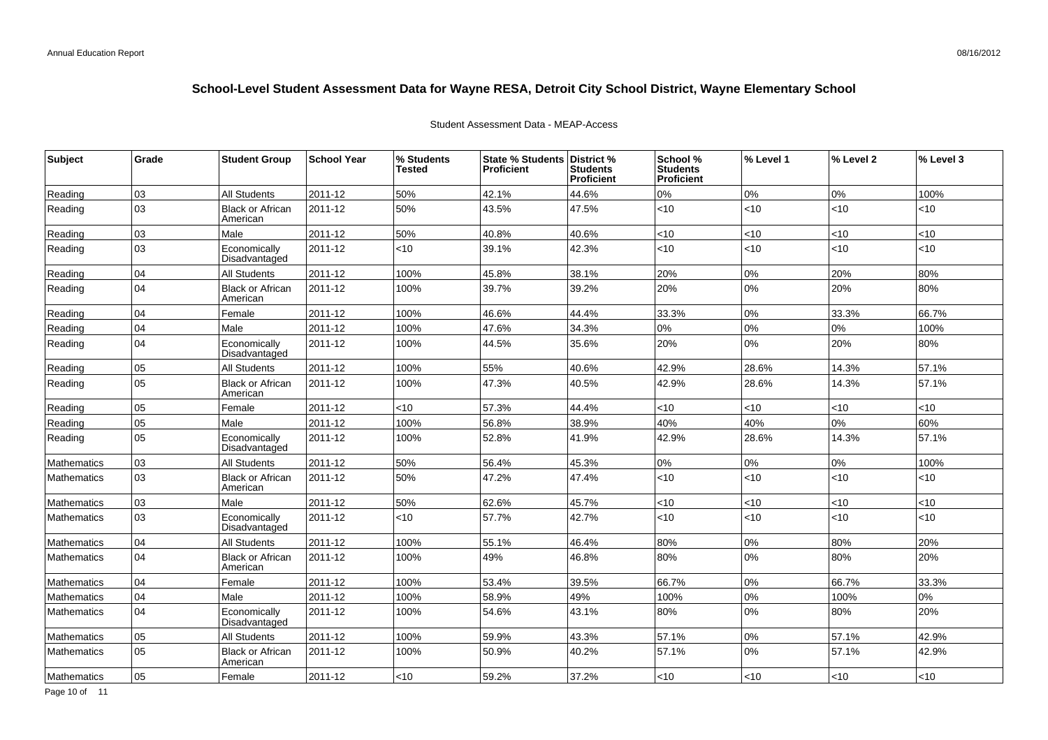# School-Level Student Assessment Data for Wayne RESA, Detroit City School District, Wayne Elementary School

Student Assessment Data - MEAP-Access

| Subject | Grade | Student Group | School Year | % Students Tested | State % Students Proficient | District % Students Proficient | School % Students Proficient | % Level 1 | % Level 2 | % Level 3 |
|---|---|---|---|---|---|---|---|---|---|---|
| Reading | 03 | All Students | 2011-12 | 50% | 42.1% | 44.6% | 0% | 0% | 0% | 100% |
| Reading | 03 | Black or African American | 2011-12 | 50% | 43.5% | 47.5% | <10 | <10 | <10 | <10 |
| Reading | 03 | Male | 2011-12 | 50% | 40.8% | 40.6% | <10 | <10 | <10 | <10 |
| Reading | 03 | Economically Disadvantaged | 2011-12 | <10 | 39.1% | 42.3% | <10 | <10 | <10 | <10 |
| Reading | 04 | All Students | 2011-12 | 100% | 45.8% | 38.1% | 20% | 0% | 20% | 80% |
| Reading | 04 | Black or African American | 2011-12 | 100% | 39.7% | 39.2% | 20% | 0% | 20% | 80% |
| Reading | 04 | Female | 2011-12 | 100% | 46.6% | 44.4% | 33.3% | 0% | 33.3% | 66.7% |
| Reading | 04 | Male | 2011-12 | 100% | 47.6% | 34.3% | 0% | 0% | 0% | 100% |
| Reading | 04 | Economically Disadvantaged | 2011-12 | 100% | 44.5% | 35.6% | 20% | 0% | 20% | 80% |
| Reading | 05 | All Students | 2011-12 | 100% | 55% | 40.6% | 42.9% | 28.6% | 14.3% | 57.1% |
| Reading | 05 | Black or African American | 2011-12 | 100% | 47.3% | 40.5% | 42.9% | 28.6% | 14.3% | 57.1% |
| Reading | 05 | Female | 2011-12 | <10 | 57.3% | 44.4% | <10 | <10 | <10 | <10 |
| Reading | 05 | Male | 2011-12 | 100% | 56.8% | 38.9% | 40% | 40% | 0% | 60% |
| Reading | 05 | Economically Disadvantaged | 2011-12 | 100% | 52.8% | 41.9% | 42.9% | 28.6% | 14.3% | 57.1% |
| Mathematics | 03 | All Students | 2011-12 | 50% | 56.4% | 45.3% | 0% | 0% | 0% | 100% |
| Mathematics | 03 | Black or African American | 2011-12 | 50% | 47.2% | 47.4% | <10 | <10 | <10 | <10 |
| Mathematics | 03 | Male | 2011-12 | 50% | 62.6% | 45.7% | <10 | <10 | <10 | <10 |
| Mathematics | 03 | Economically Disadvantaged | 2011-12 | <10 | 57.7% | 42.7% | <10 | <10 | <10 | <10 |
| Mathematics | 04 | All Students | 2011-12 | 100% | 55.1% | 46.4% | 80% | 0% | 80% | 20% |
| Mathematics | 04 | Black or African American | 2011-12 | 100% | 49% | 46.8% | 80% | 0% | 80% | 20% |
| Mathematics | 04 | Female | 2011-12 | 100% | 53.4% | 39.5% | 66.7% | 0% | 66.7% | 33.3% |
| Mathematics | 04 | Male | 2011-12 | 100% | 58.9% | 49% | 100% | 0% | 100% | 0% |
| Mathematics | 04 | Economically Disadvantaged | 2011-12 | 100% | 54.6% | 43.1% | 80% | 0% | 80% | 20% |
| Mathematics | 05 | All Students | 2011-12 | 100% | 59.9% | 43.3% | 57.1% | 0% | 57.1% | 42.9% |
| Mathematics | 05 | Black or African American | 2011-12 | 100% | 50.9% | 40.2% | 57.1% | 0% | 57.1% | 42.9% |
| Mathematics | 05 | Female | 2011-12 | <10 | 59.2% | 37.2% | <10 | <10 | <10 | <10 |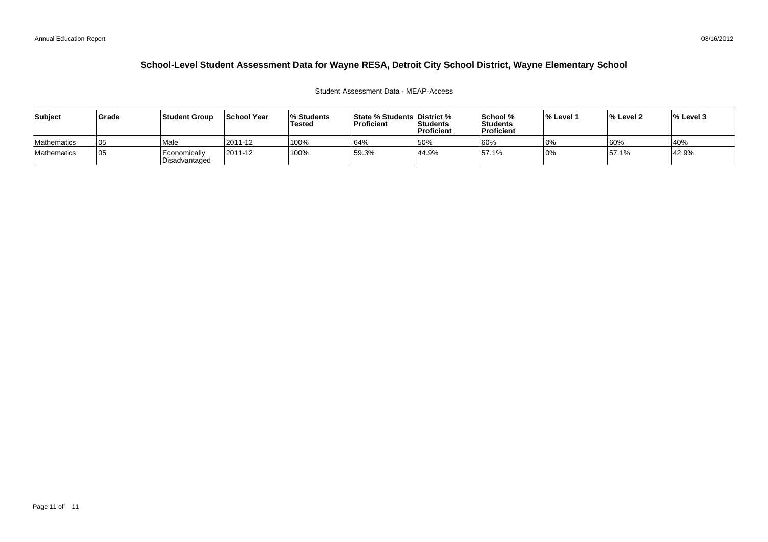# School-Level Student Assessment Data for Wayne RESA, Detroit City School District, Wayne Elementary School

Student Assessment Data - MEAP-Access

| Subject | Grade | Student Group | School Year | % Students Tested | State % Students Proficient | District % Students Proficient | School % Students Proficient | % Level 1 | % Level 2 | % Level 3 |
|---|---|---|---|---|---|---|---|---|---|---|
| Mathematics | 05 | Male | 2011-12 | 100% | 64% | 50% | 60% | 0% | 60% | 40% |
| Mathematics | 05 | Economically Disadvantaged | 2011-12 | 100% | 59.3% | 44.9% | 57.1% | 0% | 57.1% | 42.9% |